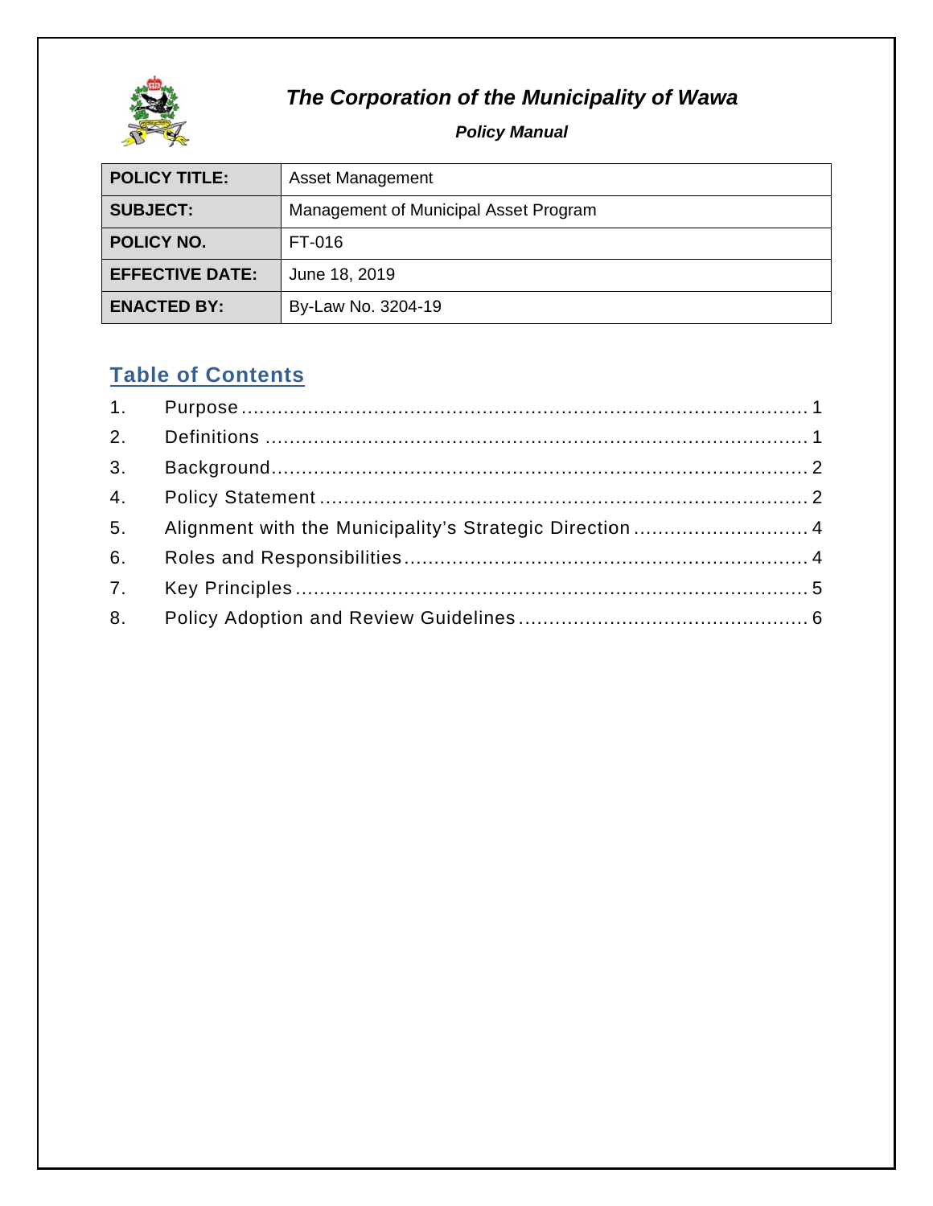# *The Corporation of the Municipality of Wawa*

***Policy Manual***

| **POLICY TITLE:** | Asset Management |
| --- | --- |
| **SUBJECT:** | Management of Municipal Asset Program |
| **POLICY NO.** | FT-016 |
| **EFFECTIVE DATE:** | June 18, 2019 |
| **ENACTED BY:** | By-Law No. 3204-19 |

## Table of Contents

1. Purpose ........................................ 1
2. Definitions ........................................ 1
3. Background ........................................ 2
4. Policy Statement ........................................ 2
5. Alignment with the Municipality's Strategic Direction ........................................ 4
6. Roles and Responsibilities ........................................ 4
7. Key Principles ........................................ 5
8. Policy Adoption and Review Guidelines ........................................ 6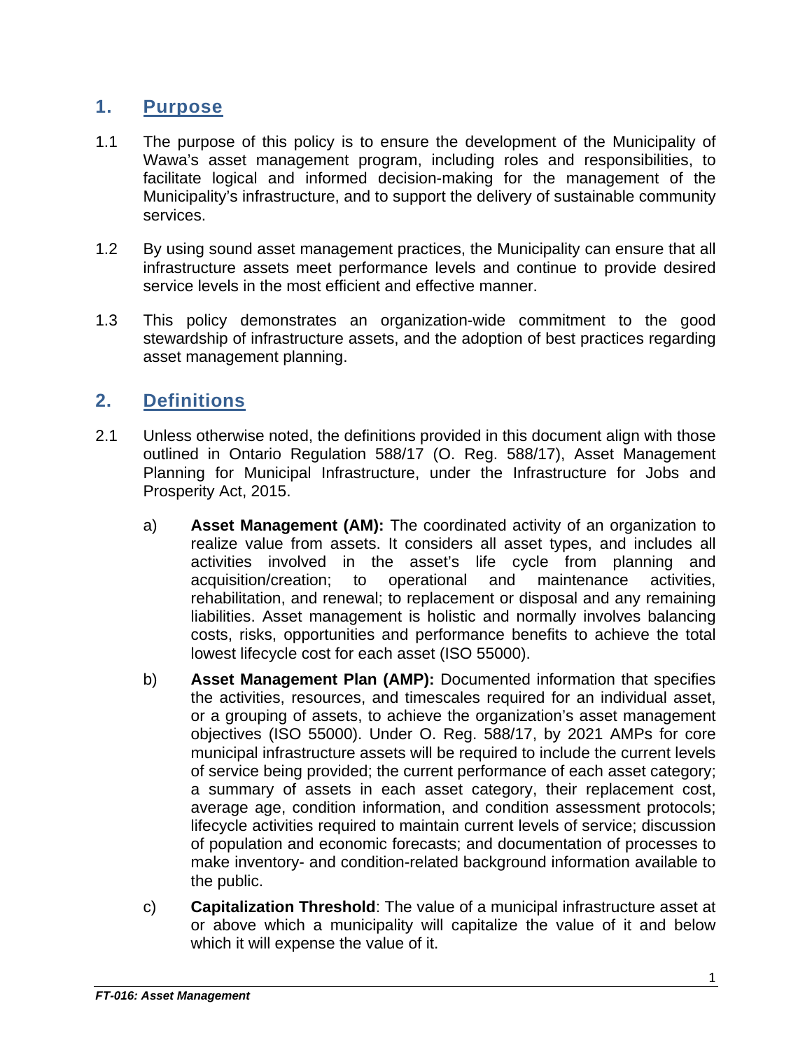## 1. Purpose

1.1 The purpose of this policy is to ensure the development of the Municipality of Wawa's asset management program, including roles and responsibilities, to facilitate logical and informed decision-making for the management of the Municipality's infrastructure, and to support the delivery of sustainable community services.

1.2 By using sound asset management practices, the Municipality can ensure that all infrastructure assets meet performance levels and continue to provide desired service levels in the most efficient and effective manner.

1.3 This policy demonstrates an organization-wide commitment to the good stewardship of infrastructure assets, and the adoption of best practices regarding asset management planning.

## 2. Definitions

2.1 Unless otherwise noted, the definitions provided in this document align with those outlined in Ontario Regulation 588/17 (O. Reg. 588/17), Asset Management Planning for Municipal Infrastructure, under the Infrastructure for Jobs and Prosperity Act, 2015.

a) **Asset Management (AM):** The coordinated activity of an organization to realize value from assets. It considers all asset types, and includes all activities involved in the asset's life cycle from planning and acquisition/creation; to operational and maintenance activities, rehabilitation, and renewal; to replacement or disposal and any remaining liabilities. Asset management is holistic and normally involves balancing costs, risks, opportunities and performance benefits to achieve the total lowest lifecycle cost for each asset (ISO 55000).

b) **Asset Management Plan (AMP):** Documented information that specifies the activities, resources, and timescales required for an individual asset, or a grouping of assets, to achieve the organization's asset management objectives (ISO 55000). Under O. Reg. 588/17, by 2021 AMPs for core municipal infrastructure assets will be required to include the current levels of service being provided; the current performance of each asset category; a summary of assets in each asset category, their replacement cost, average age, condition information, and condition assessment protocols; lifecycle activities required to maintain current levels of service; discussion of population and economic forecasts; and documentation of processes to make inventory- and condition-related background information available to the public.

c) **Capitalization Threshold**: The value of a municipal infrastructure asset at or above which a municipality will capitalize the value of it and below which it will expense the value of it.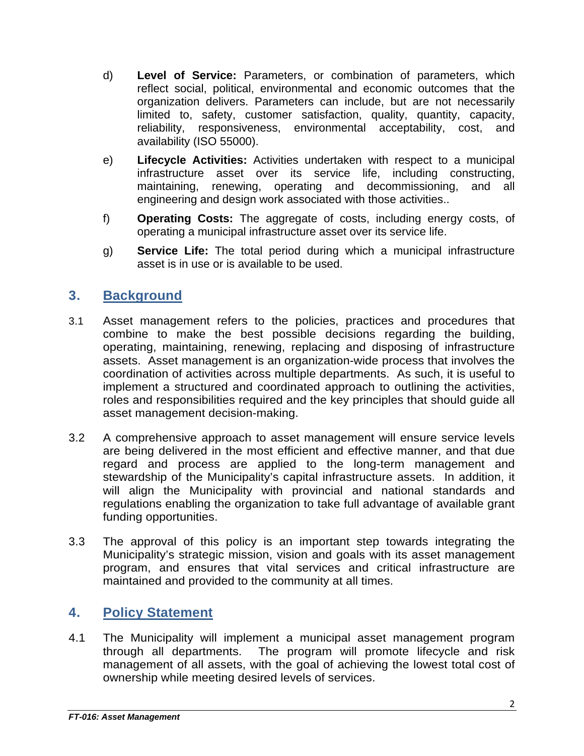d) **Level of Service:** Parameters, or combination of parameters, which reflect social, political, environmental and economic outcomes that the organization delivers. Parameters can include, but are not necessarily limited to, safety, customer satisfaction, quality, quantity, capacity, reliability, responsiveness, environmental acceptability, cost, and availability (ISO 55000).

e) **Lifecycle Activities:** Activities undertaken with respect to a municipal infrastructure asset over its service life, including constructing, maintaining, renewing, operating and decommissioning, and all engineering and design work associated with those activities..

f) **Operating Costs:** The aggregate of costs, including energy costs, of operating a municipal infrastructure asset over its service life.

g) **Service Life:** The total period during which a municipal infrastructure asset is in use or is available to be used.

## 3. Background

3.1 Asset management refers to the policies, practices and procedures that combine to make the best possible decisions regarding the building, operating, maintaining, renewing, replacing and disposing of infrastructure assets. Asset management is an organization-wide process that involves the coordination of activities across multiple departments. As such, it is useful to implement a structured and coordinated approach to outlining the activities, roles and responsibilities required and the key principles that should guide all asset management decision-making.

3.2 A comprehensive approach to asset management will ensure service levels are being delivered in the most efficient and effective manner, and that due regard and process are applied to the long-term management and stewardship of the Municipality's capital infrastructure assets. In addition, it will align the Municipality with provincial and national standards and regulations enabling the organization to take full advantage of available grant funding opportunities.

3.3 The approval of this policy is an important step towards integrating the Municipality's strategic mission, vision and goals with its asset management program, and ensures that vital services and critical infrastructure are maintained and provided to the community at all times.

## 4. Policy Statement

4.1 The Municipality will implement a municipal asset management program through all departments. The program will promote lifecycle and risk management of all assets, with the goal of achieving the lowest total cost of ownership while meeting desired levels of services.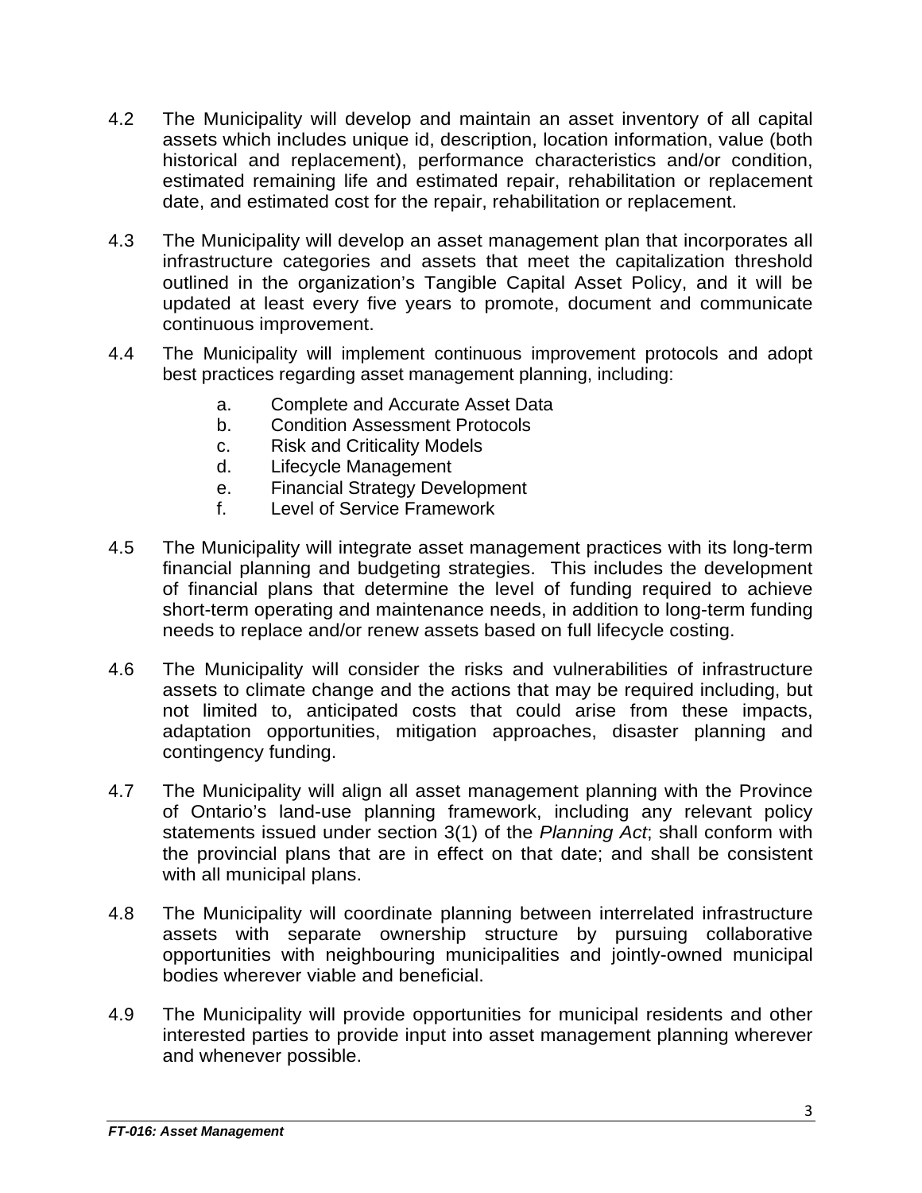4.2 The Municipality will develop and maintain an asset inventory of all capital assets which includes unique id, description, location information, value (both historical and replacement), performance characteristics and/or condition, estimated remaining life and estimated repair, rehabilitation or replacement date, and estimated cost for the repair, rehabilitation or replacement.

4.3 The Municipality will develop an asset management plan that incorporates all infrastructure categories and assets that meet the capitalization threshold outlined in the organization's Tangible Capital Asset Policy, and it will be updated at least every five years to promote, document and communicate continuous improvement.

4.4 The Municipality will implement continuous improvement protocols and adopt best practices regarding asset management planning, including:

   a. Complete and Accurate Asset Data
   b. Condition Assessment Protocols
   c. Risk and Criticality Models
   d. Lifecycle Management
   e. Financial Strategy Development
   f. Level of Service Framework

4.5 The Municipality will integrate asset management practices with its long-term financial planning and budgeting strategies. This includes the development of financial plans that determine the level of funding required to achieve short-term operating and maintenance needs, in addition to long-term funding needs to replace and/or renew assets based on full lifecycle costing.

4.6 The Municipality will consider the risks and vulnerabilities of infrastructure assets to climate change and the actions that may be required including, but not limited to, anticipated costs that could arise from these impacts, adaptation opportunities, mitigation approaches, disaster planning and contingency funding.

4.7 The Municipality will align all asset management planning with the Province of Ontario's land-use planning framework, including any relevant policy statements issued under section 3(1) of the *Planning Act*; shall conform with the provincial plans that are in effect on that date; and shall be consistent with all municipal plans.

4.8 The Municipality will coordinate planning between interrelated infrastructure assets with separate ownership structure by pursuing collaborative opportunities with neighbouring municipalities and jointly-owned municipal bodies wherever viable and beneficial.

4.9 The Municipality will provide opportunities for municipal residents and other interested parties to provide input into asset management planning wherever and whenever possible.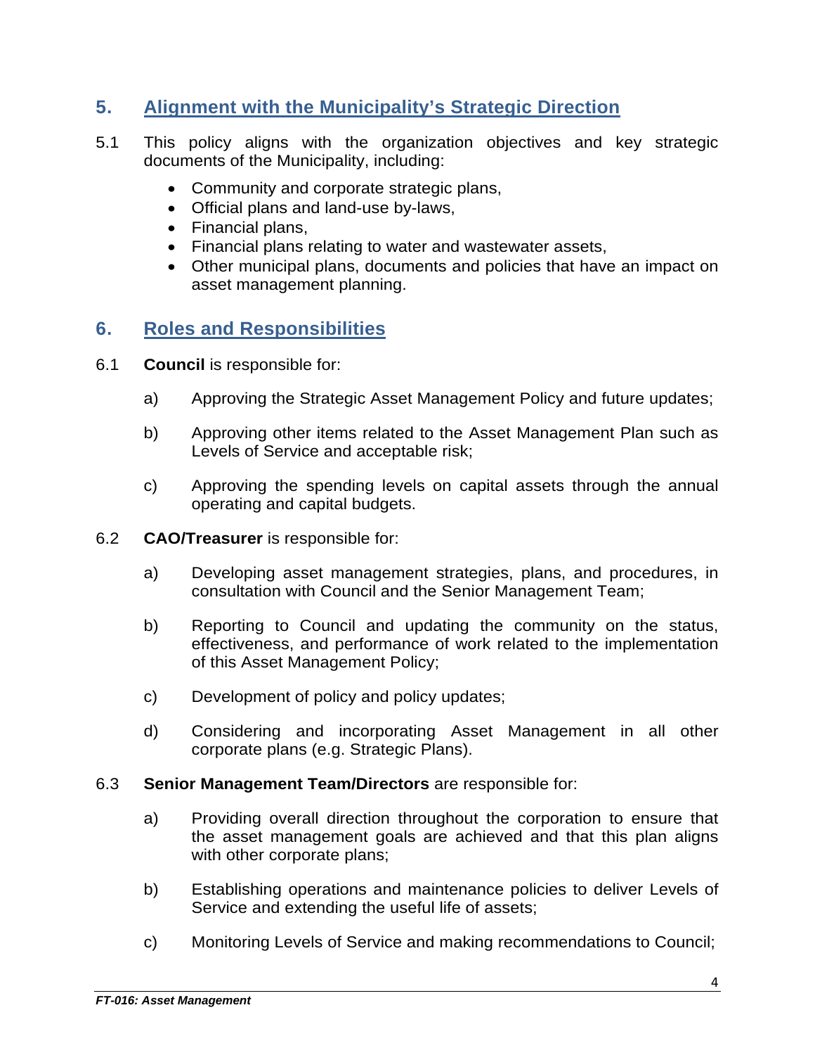## 5. Alignment with the Municipality's Strategic Direction

5.1 This policy aligns with the organization objectives and key strategic documents of the Municipality, including:

- Community and corporate strategic plans,
- Official plans and land-use by-laws,
- Financial plans,
- Financial plans relating to water and wastewater assets,
- Other municipal plans, documents and policies that have an impact on asset management planning.

## 6. Roles and Responsibilities

6.1 **Council** is responsible for:

a) Approving the Strategic Asset Management Policy and future updates;

b) Approving other items related to the Asset Management Plan such as Levels of Service and acceptable risk;

c) Approving the spending levels on capital assets through the annual operating and capital budgets.

6.2 **CAO/Treasurer** is responsible for:

a) Developing asset management strategies, plans, and procedures, in consultation with Council and the Senior Management Team;

b) Reporting to Council and updating the community on the status, effectiveness, and performance of work related to the implementation of this Asset Management Policy;

c) Development of policy and policy updates;

d) Considering and incorporating Asset Management in all other corporate plans (e.g. Strategic Plans).

6.3 **Senior Management Team/Directors** are responsible for:

a) Providing overall direction throughout the corporation to ensure that the asset management goals are achieved and that this plan aligns with other corporate plans;

b) Establishing operations and maintenance policies to deliver Levels of Service and extending the useful life of assets;

c) Monitoring Levels of Service and making recommendations to Council;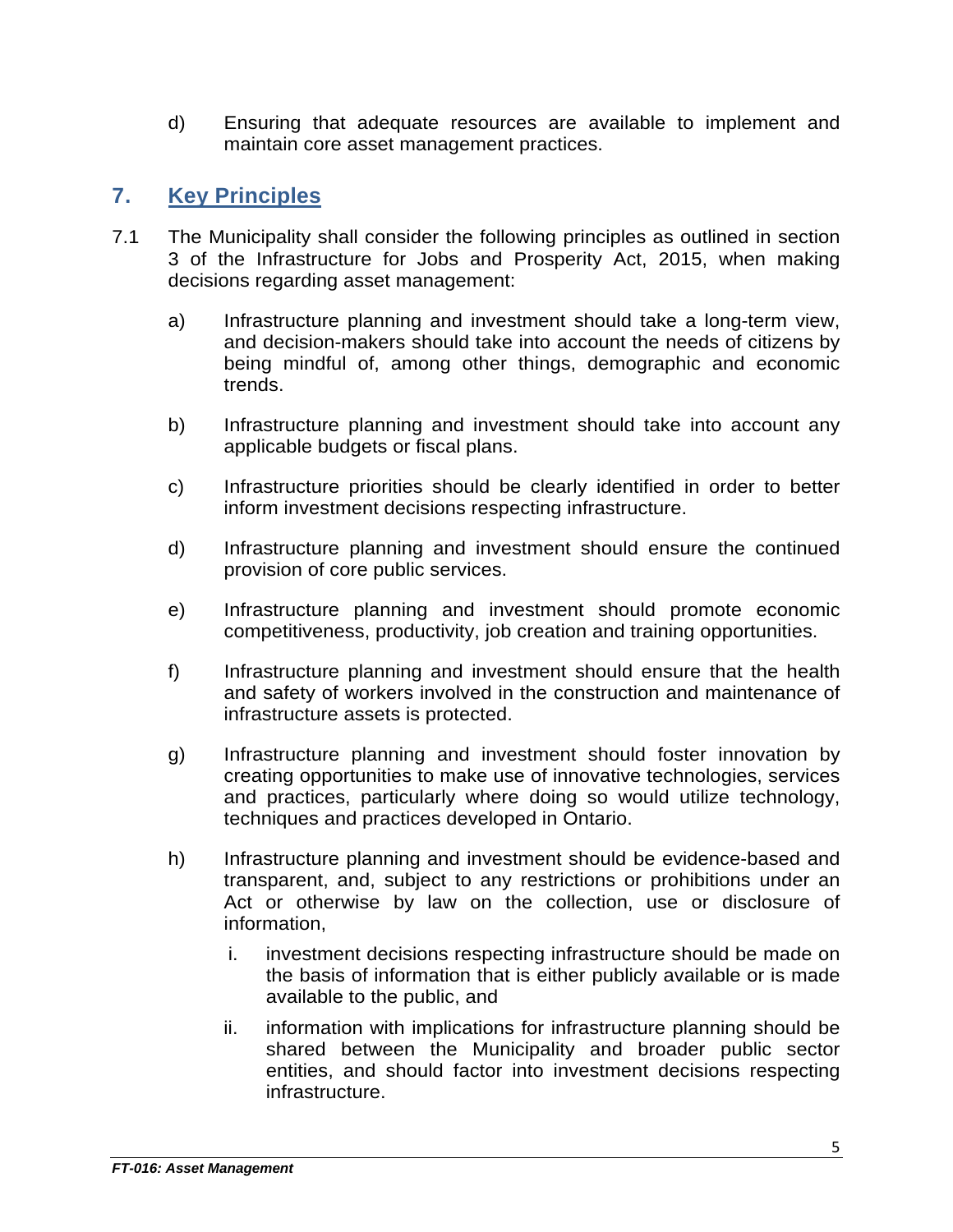d) Ensuring that adequate resources are available to implement and maintain core asset management practices.

## 7. Key Principles

7.1 The Municipality shall consider the following principles as outlined in section 3 of the Infrastructure for Jobs and Prosperity Act, 2015, when making decisions regarding asset management:

a) Infrastructure planning and investment should take a long-term view, and decision-makers should take into account the needs of citizens by being mindful of, among other things, demographic and economic trends.

b) Infrastructure planning and investment should take into account any applicable budgets or fiscal plans.

c) Infrastructure priorities should be clearly identified in order to better inform investment decisions respecting infrastructure.

d) Infrastructure planning and investment should ensure the continued provision of core public services.

e) Infrastructure planning and investment should promote economic competitiveness, productivity, job creation and training opportunities.

f) Infrastructure planning and investment should ensure that the health and safety of workers involved in the construction and maintenance of infrastructure assets is protected.

g) Infrastructure planning and investment should foster innovation by creating opportunities to make use of innovative technologies, services and practices, particularly where doing so would utilize technology, techniques and practices developed in Ontario.

h) Infrastructure planning and investment should be evidence-based and transparent, and, subject to any restrictions or prohibitions under an Act or otherwise by law on the collection, use or disclosure of information,

   i. investment decisions respecting infrastructure should be made on the basis of information that is either publicly available or is made available to the public, and

   ii. information with implications for infrastructure planning should be shared between the Municipality and broader public sector entities, and should factor into investment decisions respecting infrastructure.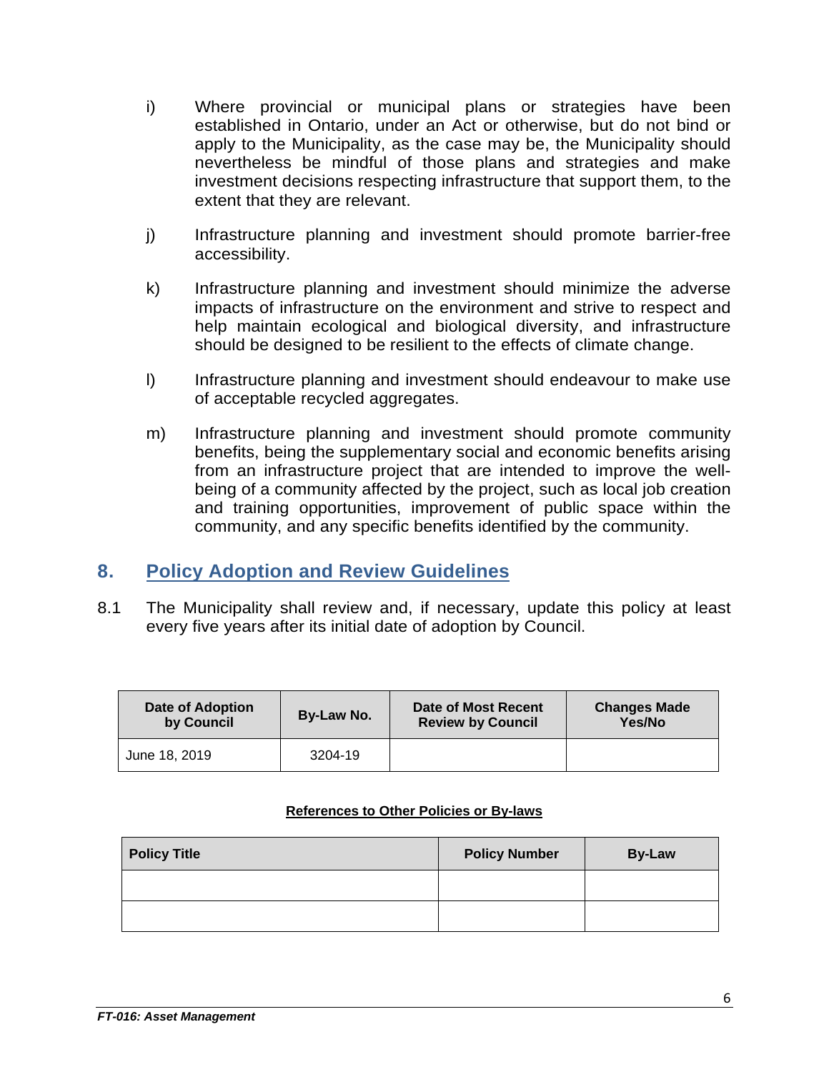i) Where provincial or municipal plans or strategies have been established in Ontario, under an Act or otherwise, but do not bind or apply to the Municipality, as the case may be, the Municipality should nevertheless be mindful of those plans and strategies and make investment decisions respecting infrastructure that support them, to the extent that they are relevant.

j) Infrastructure planning and investment should promote barrier-free accessibility.

k) Infrastructure planning and investment should minimize the adverse impacts of infrastructure on the environment and strive to respect and help maintain ecological and biological diversity, and infrastructure should be designed to be resilient to the effects of climate change.

l) Infrastructure planning and investment should endeavour to make use of acceptable recycled aggregates.

m) Infrastructure planning and investment should promote community benefits, being the supplementary social and economic benefits arising from an infrastructure project that are intended to improve the well-being of a community affected by the project, such as local job creation and training opportunities, improvement of public space within the community, and any specific benefits identified by the community.

## 8. Policy Adoption and Review Guidelines

8.1 The Municipality shall review and, if necessary, update this policy at least every five years after its initial date of adoption by Council.

| Date of Adoption by Council | By-Law No. | Date of Most Recent Review by Council | Changes Made Yes/No |
|---|---|---|---|
| June 18, 2019 | 3204-19 | | |

**References to Other Policies or By-laws**

| Policy Title | Policy Number | By-Law |
|---|---|---|
| | | |
| | | |